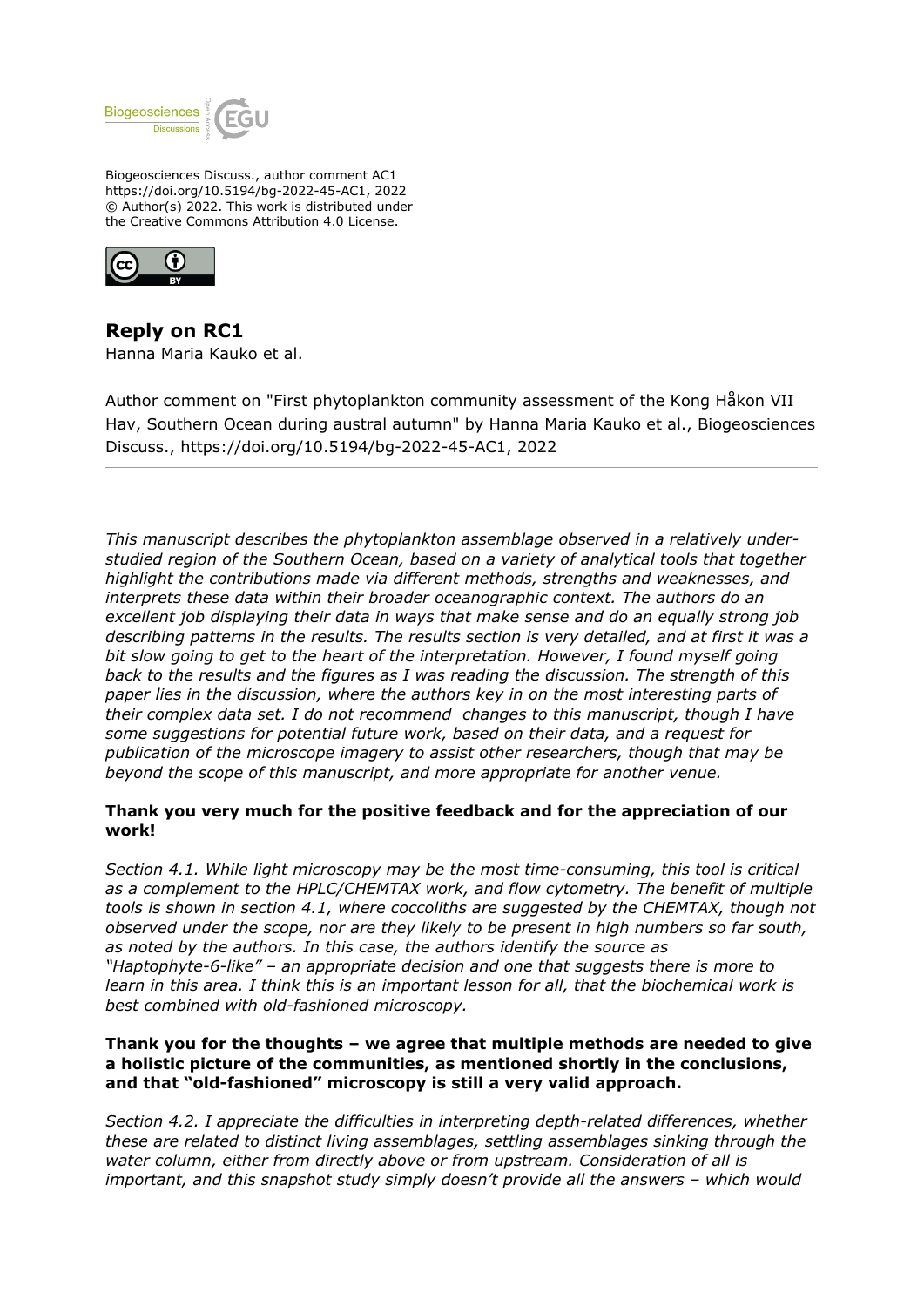Biogeosciences Discuss., author comment AC1
https://doi.org/10.5194/bg-2022-45-AC1, 2022
© Author(s) 2022. This work is distributed under
the Creative Commons Attribution 4.0 License.

## Reply on RC1

Hanna Maria Kauko et al.

Author comment on "First phytoplankton community assessment of the Kong Håkon VII Hav, Southern Ocean during austral autumn" by Hanna Maria Kauko et al., Biogeosciences Discuss., https://doi.org/10.5194/bg-2022-45-AC1, 2022

---

*This manuscript describes the phytoplankton assemblage observed in a relatively under-studied region of the Southern Ocean, based on a variety of analytical tools that together highlight the contributions made via different methods, strengths and weaknesses, and interprets these data within their broader oceanographic context. The authors do an excellent job displaying their data in ways that make sense and do an equally strong job describing patterns in the results. The results section is very detailed, and at first it was a bit slow going to get to the heart of the interpretation. However, I found myself going back to the results and the figures as I was reading the discussion. The strength of this paper lies in the discussion, where the authors key in on the most interesting parts of their complex data set. I do not recommend changes to this manuscript, though I have some suggestions for potential future work, based on their data, and a request for publication of the microscope imagery to assist other researchers, though that may be beyond the scope of this manuscript, and more appropriate for another venue.*

**Thank you very much for the positive feedback and for the appreciation of our work!**

*Section 4.1. While light microscopy may be the most time-consuming, this tool is critical as a complement to the HPLC/CHEMTAX work, and flow cytometry. The benefit of multiple tools is shown in section 4.1, where coccoliths are suggested by the CHEMTAX, though not observed under the scope, nor are they likely to be present in high numbers so far south, as noted by the authors. In this case, the authors identify the source as "Haptophyte-6-like" – an appropriate decision and one that suggests there is more to learn in this area. I think this is an important lesson for all, that the biochemical work is best combined with old-fashioned microscopy.*

**Thank you for the thoughts – we agree that multiple methods are needed to give a holistic picture of the communities, as mentioned shortly in the conclusions, and that "old-fashioned" microscopy is still a very valid approach.**

*Section 4.2. I appreciate the difficulties in interpreting depth-related differences, whether these are related to distinct living assemblages, settling assemblages sinking through the water column, either from directly above or from upstream. Consideration of all is important, and this snapshot study simply doesn't provide all the answers – which would*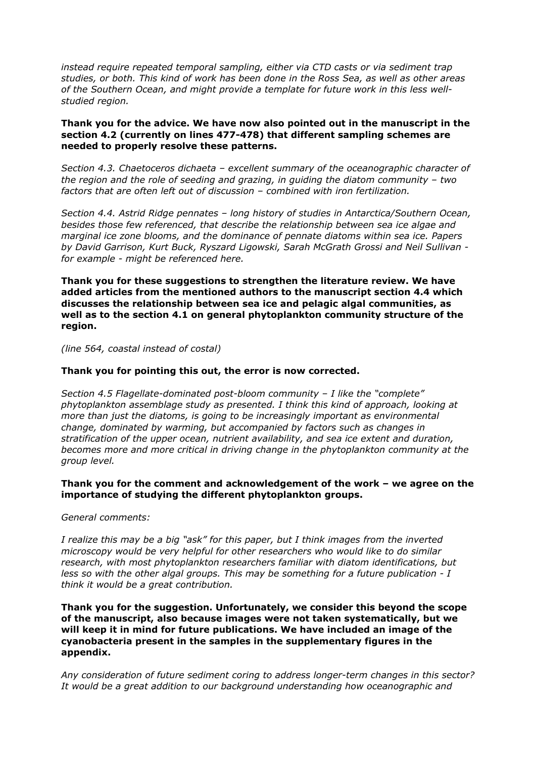*instead require repeated temporal sampling, either via CTD casts or via sediment trap studies, or both. This kind of work has been done in the Ross Sea, as well as other areas of the Southern Ocean, and might provide a template for future work in this less well-studied region.*

**Thank you for the advice. We have now also pointed out in the manuscript in the section 4.2 (currently on lines 477-478) that different sampling schemes are needed to properly resolve these patterns.**

*Section 4.3. Chaetoceros dichaeta – excellent summary of the oceanographic character of the region and the role of seeding and grazing, in guiding the diatom community – two factors that are often left out of discussion – combined with iron fertilization.*

*Section 4.4. Astrid Ridge pennates – long history of studies in Antarctica/Southern Ocean, besides those few referenced, that describe the relationship between sea ice algae and marginal ice zone blooms, and the dominance of pennate diatoms within sea ice. Papers by David Garrison, Kurt Buck, Ryszard Ligowski, Sarah McGrath Grossi and Neil Sullivan - for example - might be referenced here.*

**Thank you for these suggestions to strengthen the literature review. We have added articles from the mentioned authors to the manuscript section 4.4 which discusses the relationship between sea ice and pelagic algal communities, as well as to the section 4.1 on general phytoplankton community structure of the region.**

*(line 564, coastal instead of costal)*

**Thank you for pointing this out, the error is now corrected.**

*Section 4.5 Flagellate-dominated post-bloom community – I like the "complete" phytoplankton assemblage study as presented. I think this kind of approach, looking at more than just the diatoms, is going to be increasingly important as environmental change, dominated by warming, but accompanied by factors such as changes in stratification of the upper ocean, nutrient availability, and sea ice extent and duration, becomes more and more critical in driving change in the phytoplankton community at the group level.*

**Thank you for the comment and acknowledgement of the work – we agree on the importance of studying the different phytoplankton groups.**

*General comments:*

*I realize this may be a big "ask" for this paper, but I think images from the inverted microscopy would be very helpful for other researchers who would like to do similar research, with most phytoplankton researchers familiar with diatom identifications, but less so with the other algal groups. This may be something for a future publication - I think it would be a great contribution.*

**Thank you for the suggestion. Unfortunately, we consider this beyond the scope of the manuscript, also because images were not taken systematically, but we will keep it in mind for future publications. We have included an image of the cyanobacteria present in the samples in the supplementary figures in the appendix.**

*Any consideration of future sediment coring to address longer-term changes in this sector? It would be a great addition to our background understanding how oceanographic and*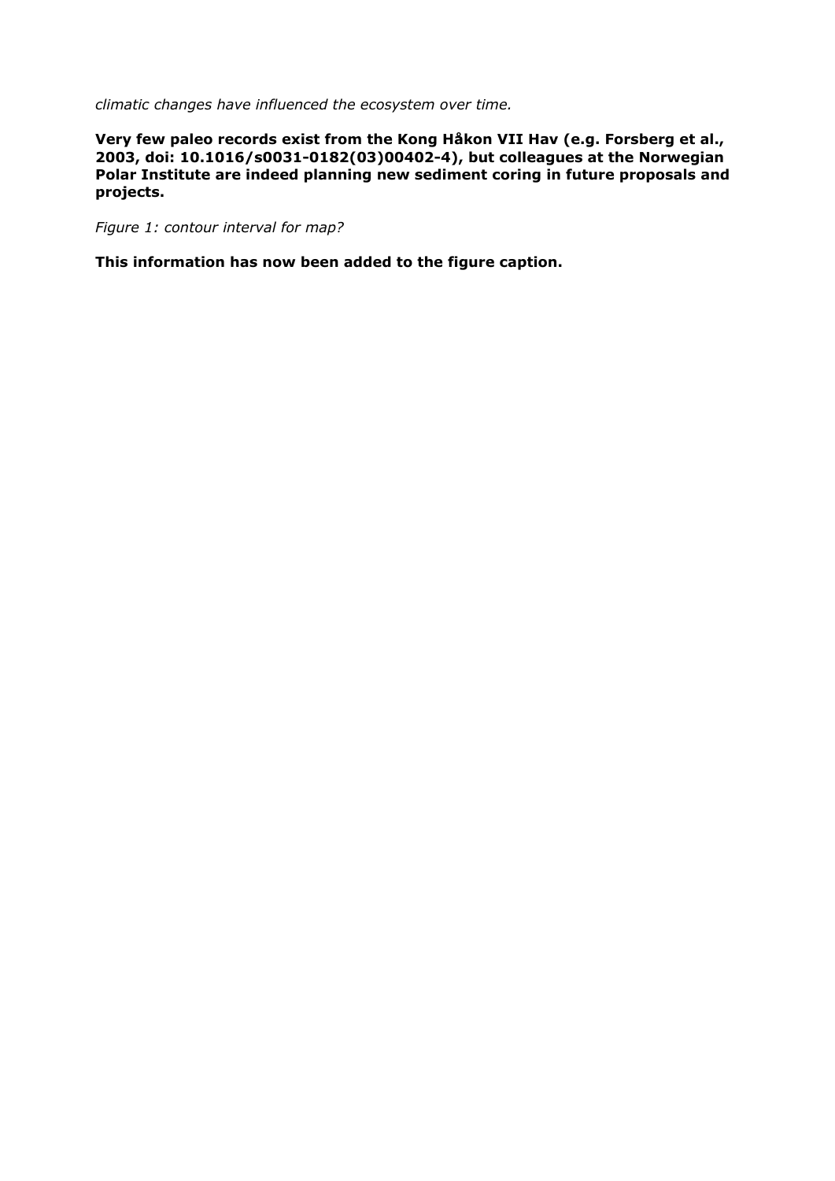*climatic changes have influenced the ecosystem over time.*

**Very few paleo records exist from the Kong Håkon VII Hav (e.g. Forsberg et al., 2003, doi: 10.1016/s0031-0182(03)00402-4), but colleagues at the Norwegian Polar Institute are indeed planning new sediment coring in future proposals and projects.**

*Figure 1: contour interval for map?*

**This information has now been added to the figure caption.**